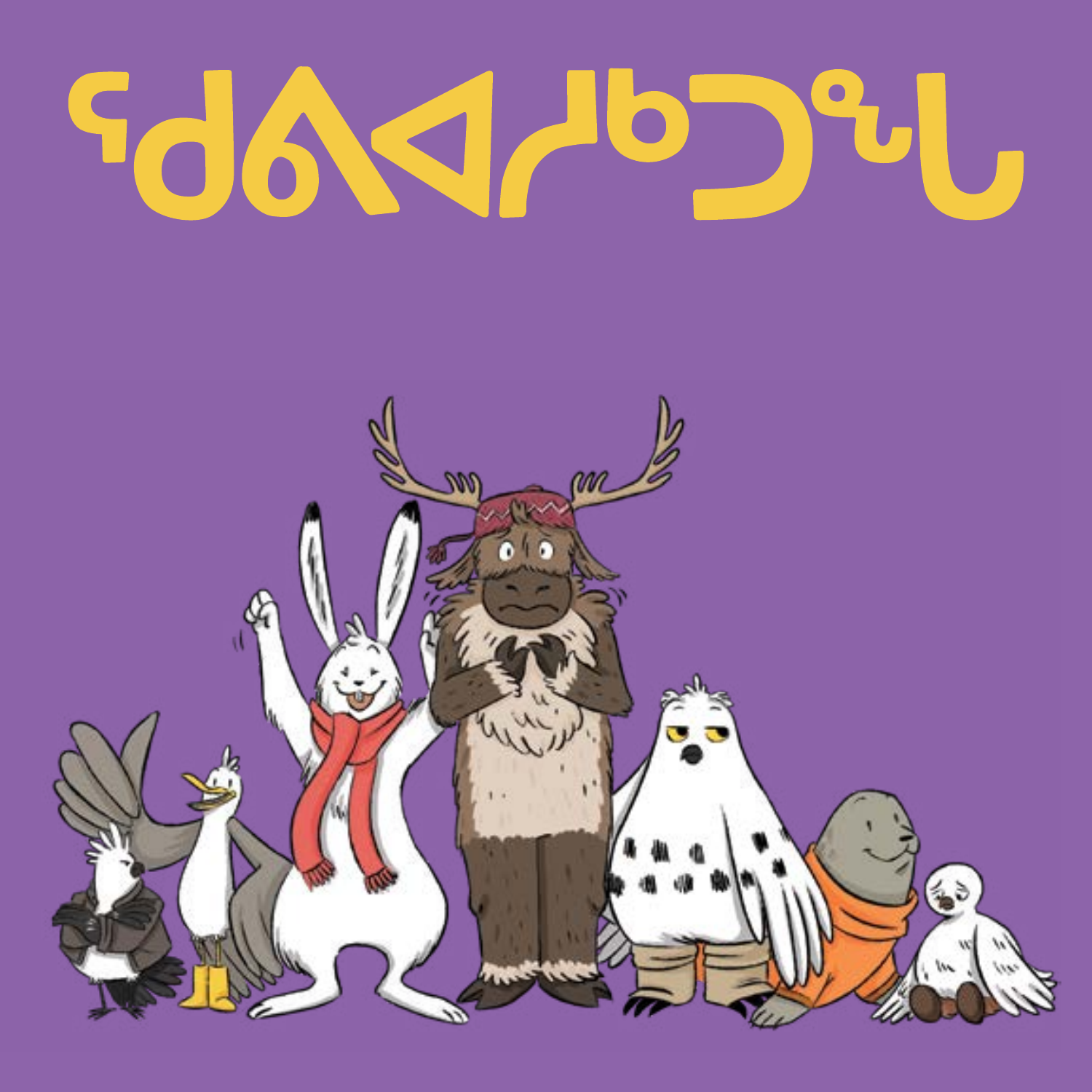# ᖁᕕᐊᓯᒃᑐᖓ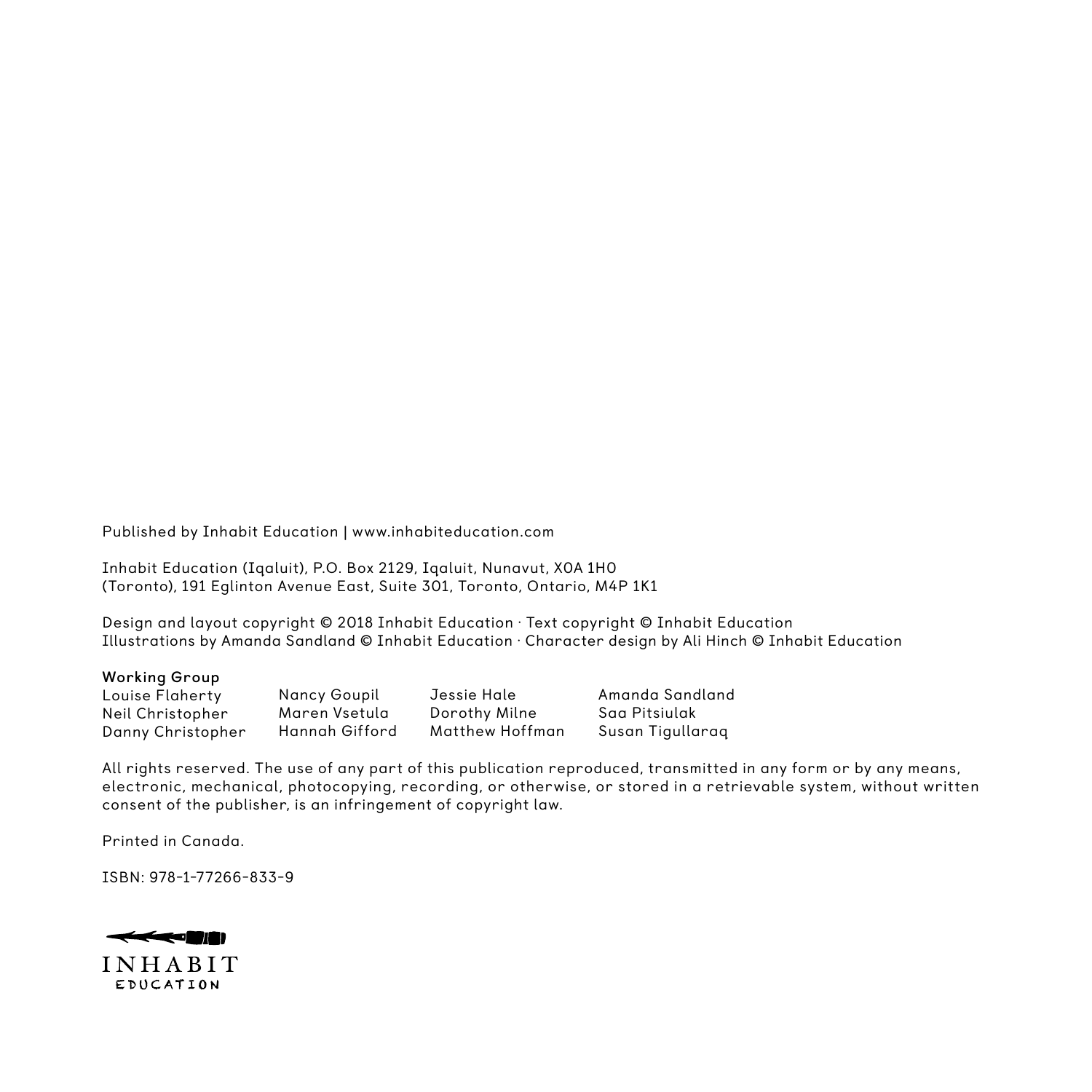Published by Inhabit Education | www.inhabiteducation.com

Inhabit Education (Iqaluit), P.O. Box 2129, Iqaluit, Nunavut, X0A 1H0
(Toronto), 191 Eglinton Avenue East, Suite 301, Toronto, Ontario, M4P 1K1

Design and layout copyright © 2018 Inhabit Education · Text copyright © Inhabit Education
Illustrations by Amanda Sandland © Inhabit Education · Character design by Ali Hinch © Inhabit Education

**Working Group**

| | | | |
|---|---|---|---|
| Louise Flaherty | Nancy Goupil | Jessie Hale | Amanda Sandland |
| Neil Christopher | Maren Vsetula | Dorothy Milne | Saa Pitsiulak |
| Danny Christopher | Hannah Gifford | Matthew Hoffman | Susan Tigullaraq |

All rights reserved. The use of any part of this publication reproduced, transmitted in any form or by any means, electronic, mechanical, photocopying, recording, or otherwise, or stored in a retrievable system, without written consent of the publisher, is an infringement of copyright law.

Printed in Canada.

ISBN: 978-1-77266-833-9

INHABIT
EDUCATION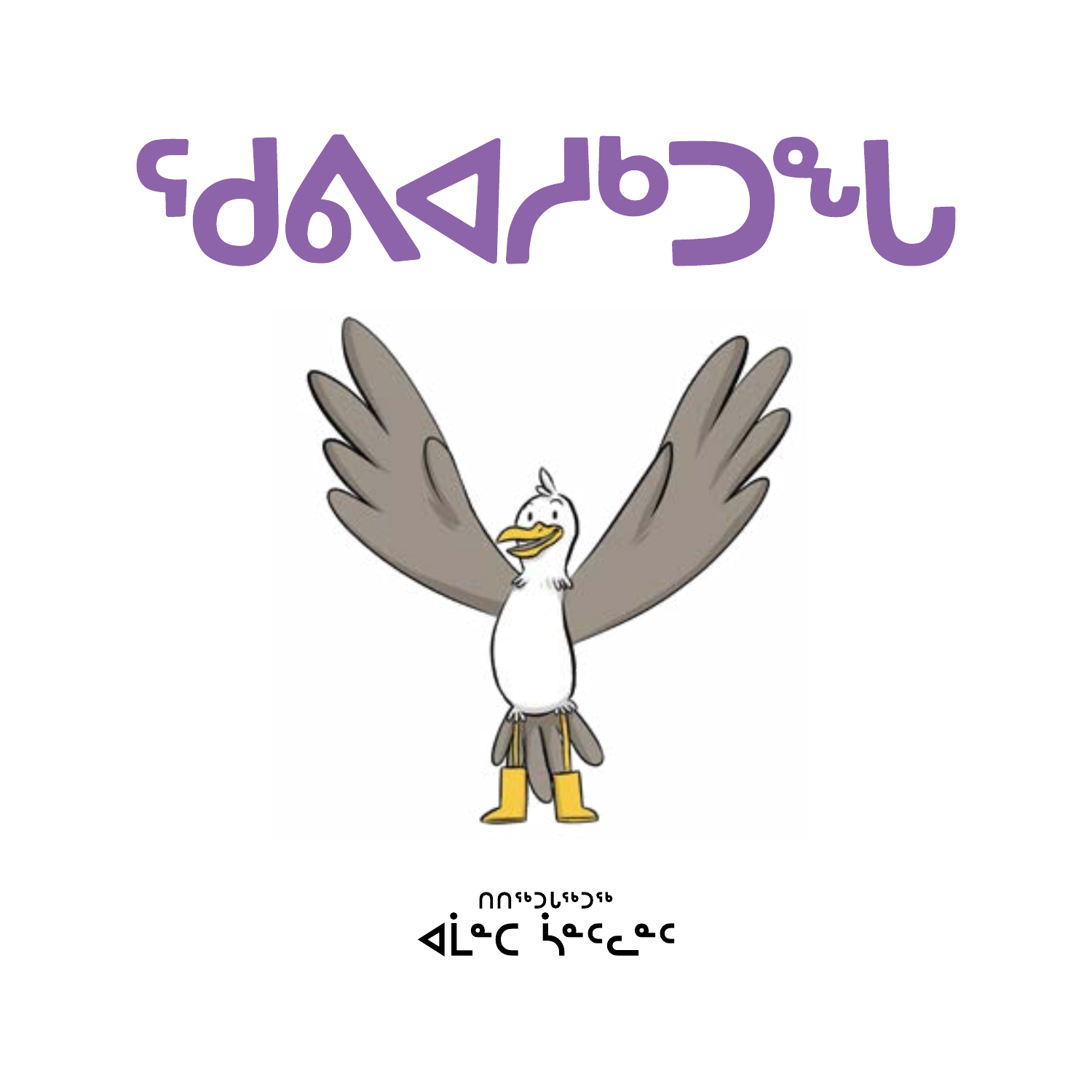# ᑯᕕᐊᓯᒃᑐᖕᒐ

ᑎᑎᕐᑲᐅᒐᕐᑕᐅᔪᖅ
ᐋᒫᓐᑕ ᔫᓐᑖᓇᓐᑦ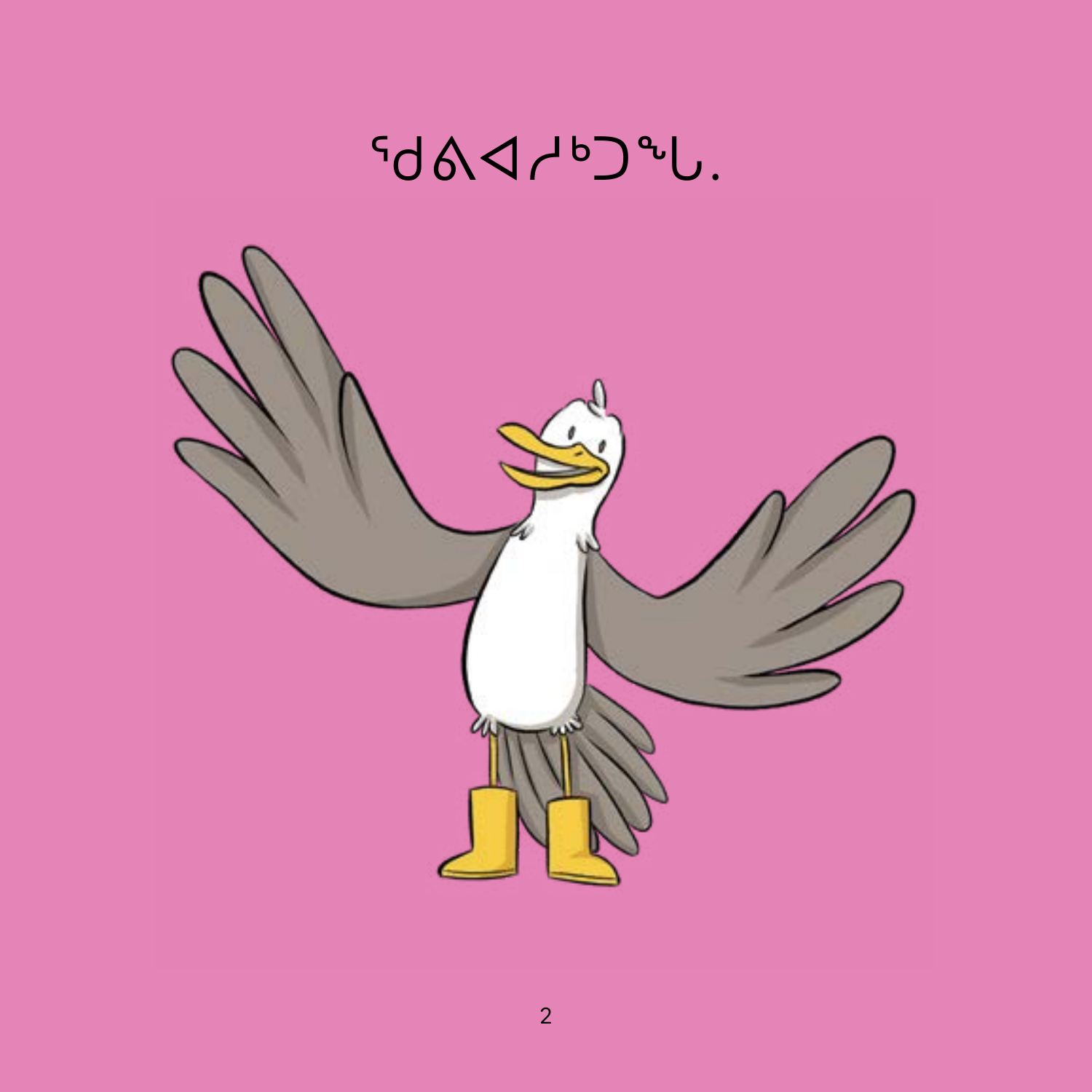ᖁᕕᐊᓯᒃᑐᖓ.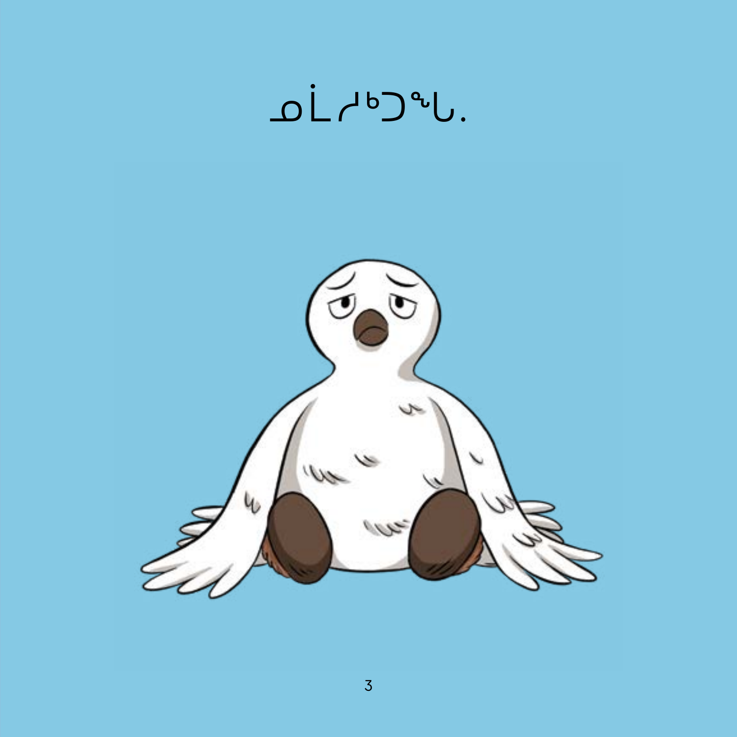ᓄᒫᓱᒃᑐᖓ.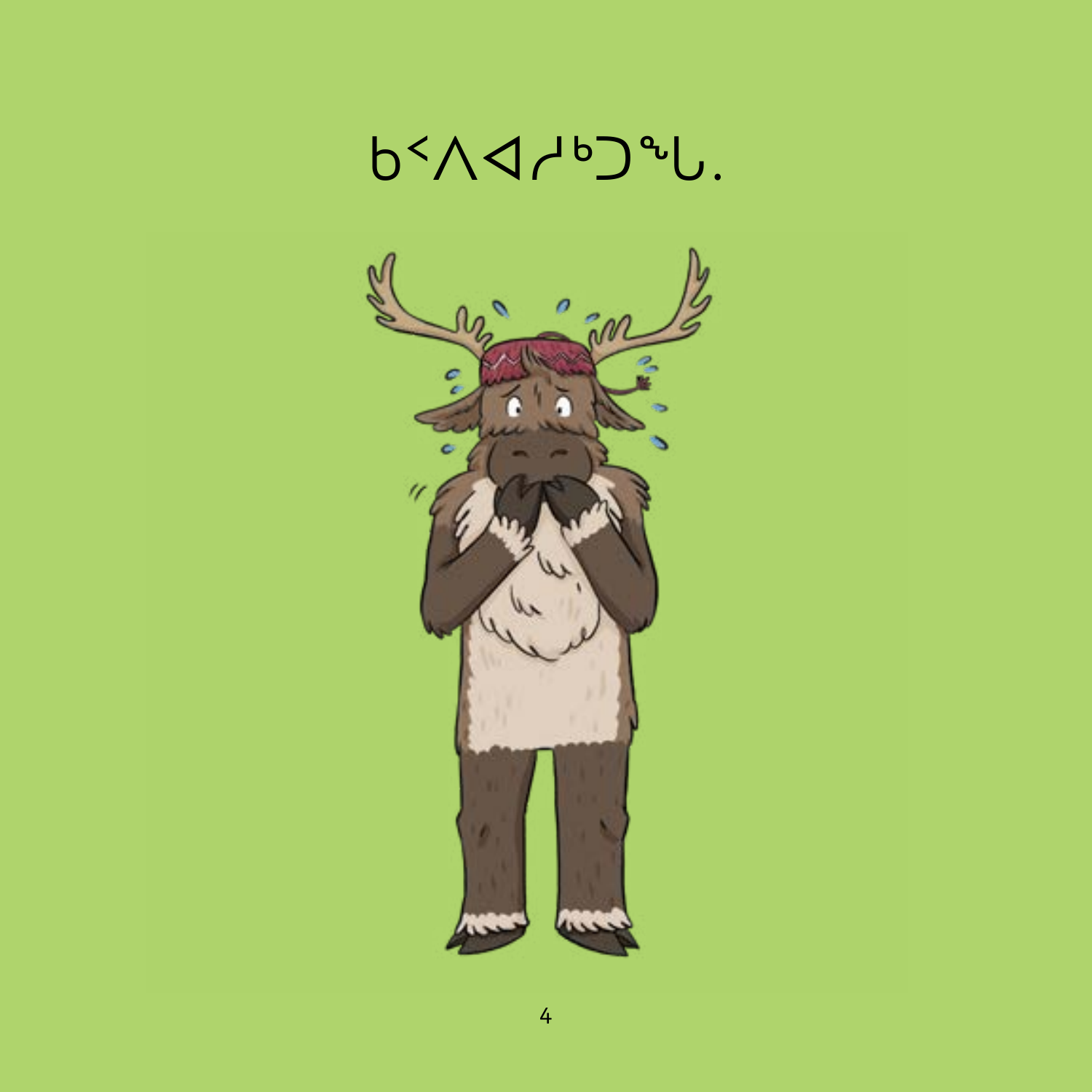ᑲᐸᐱᐊᓱᒃᑐᖓ.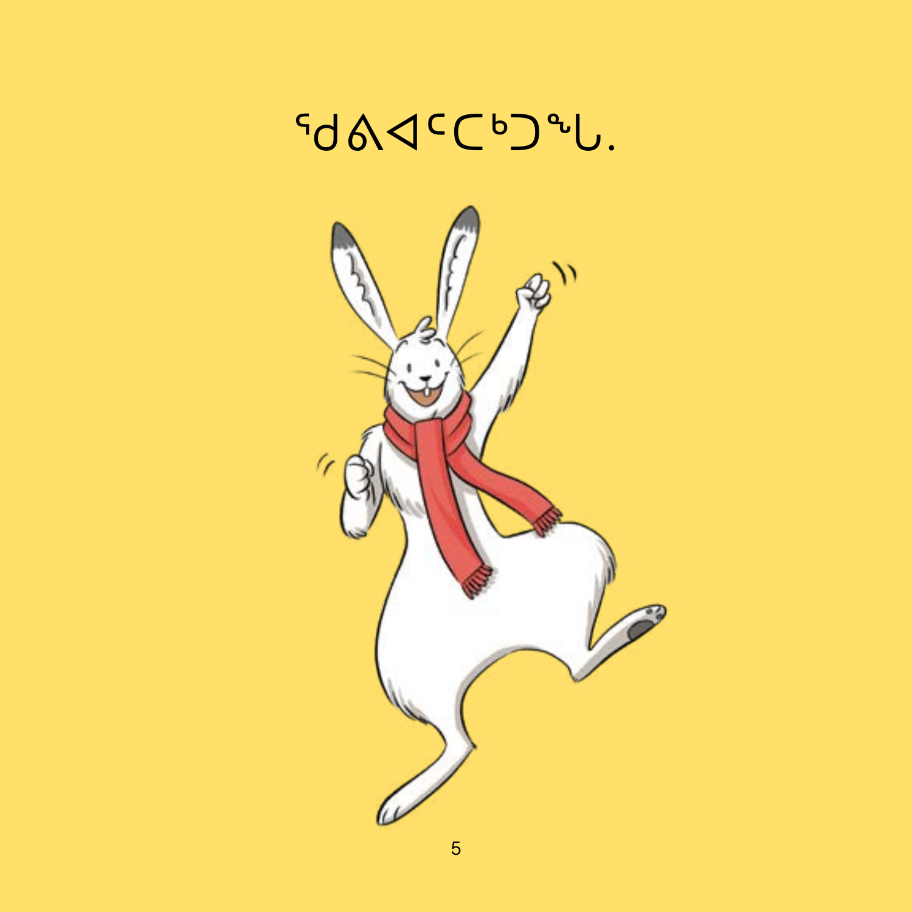ᖁᕕᐊᑦᑕᒃᑐᖓ.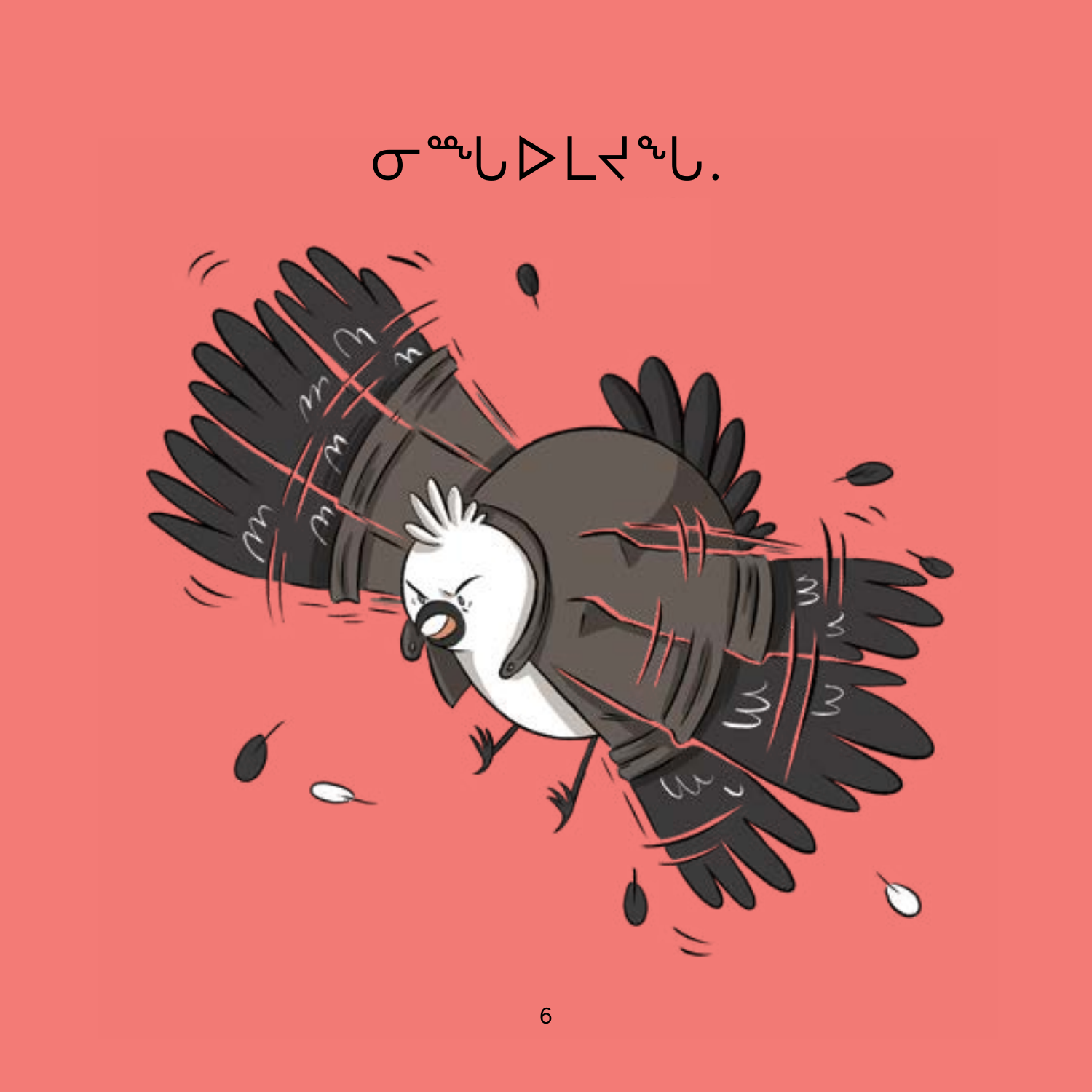ᓂᙱᑕᐅᒪᔪᖓ.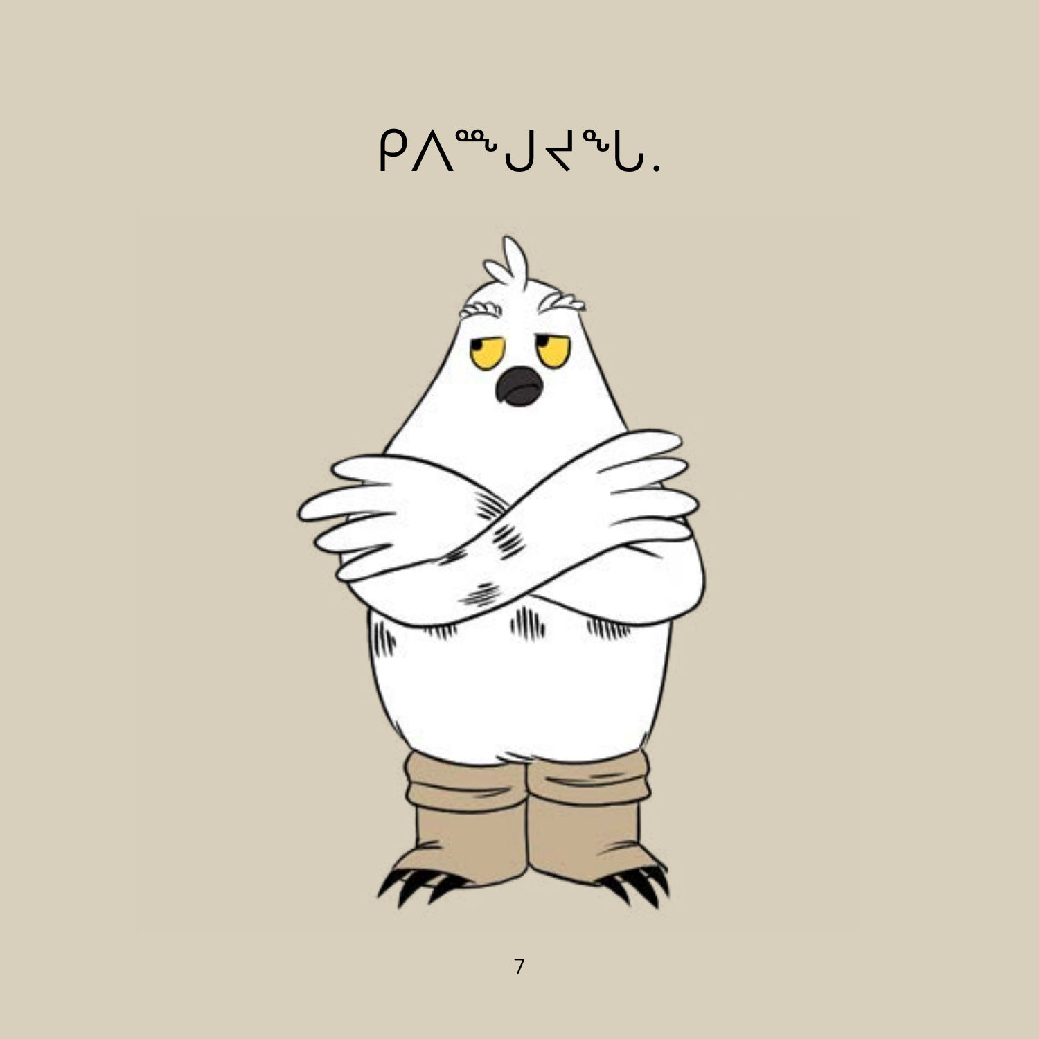ᑭᐱᙳᔪᖓ.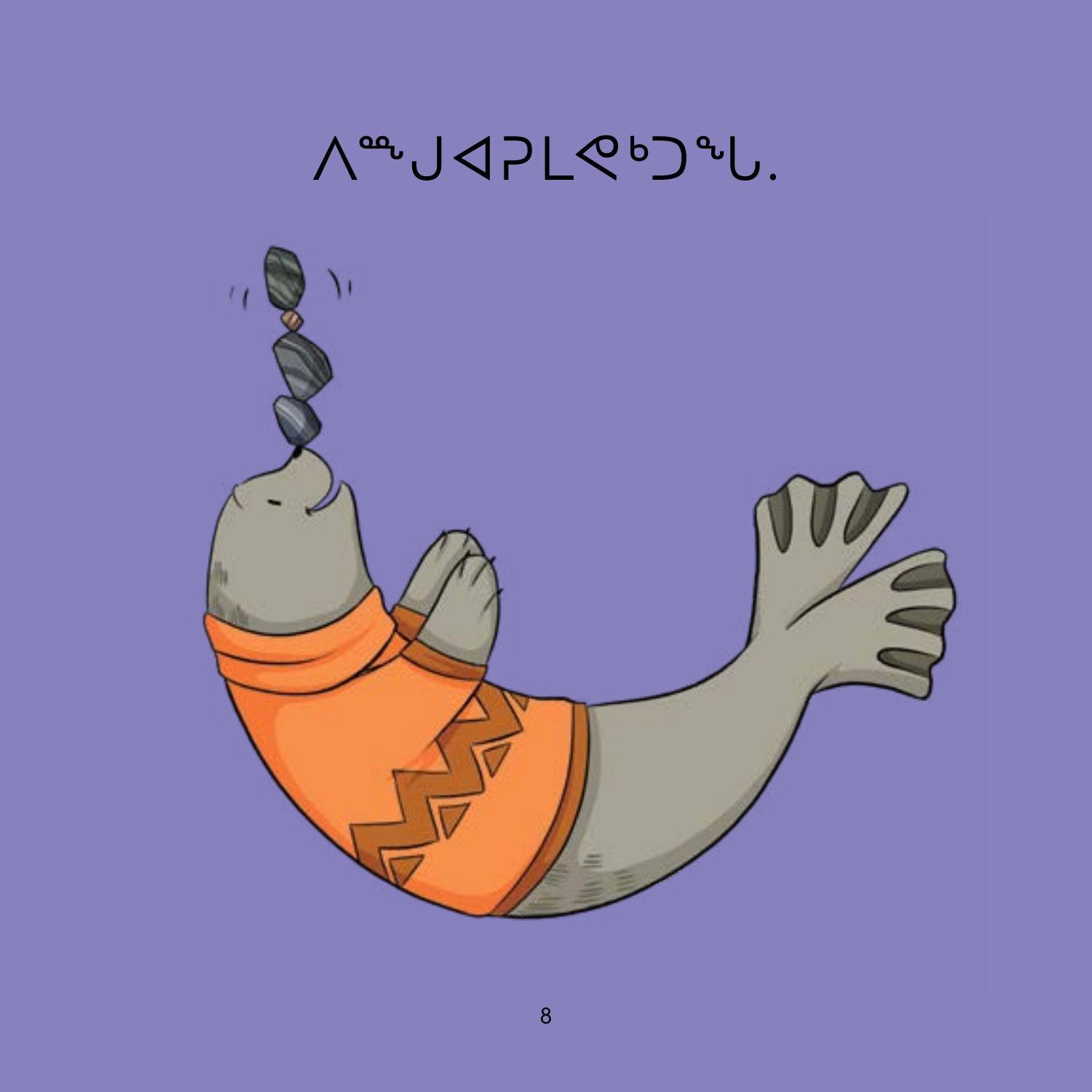ᐱᙵᒍᐊᕈᒪᕙᒃᑐᖓ.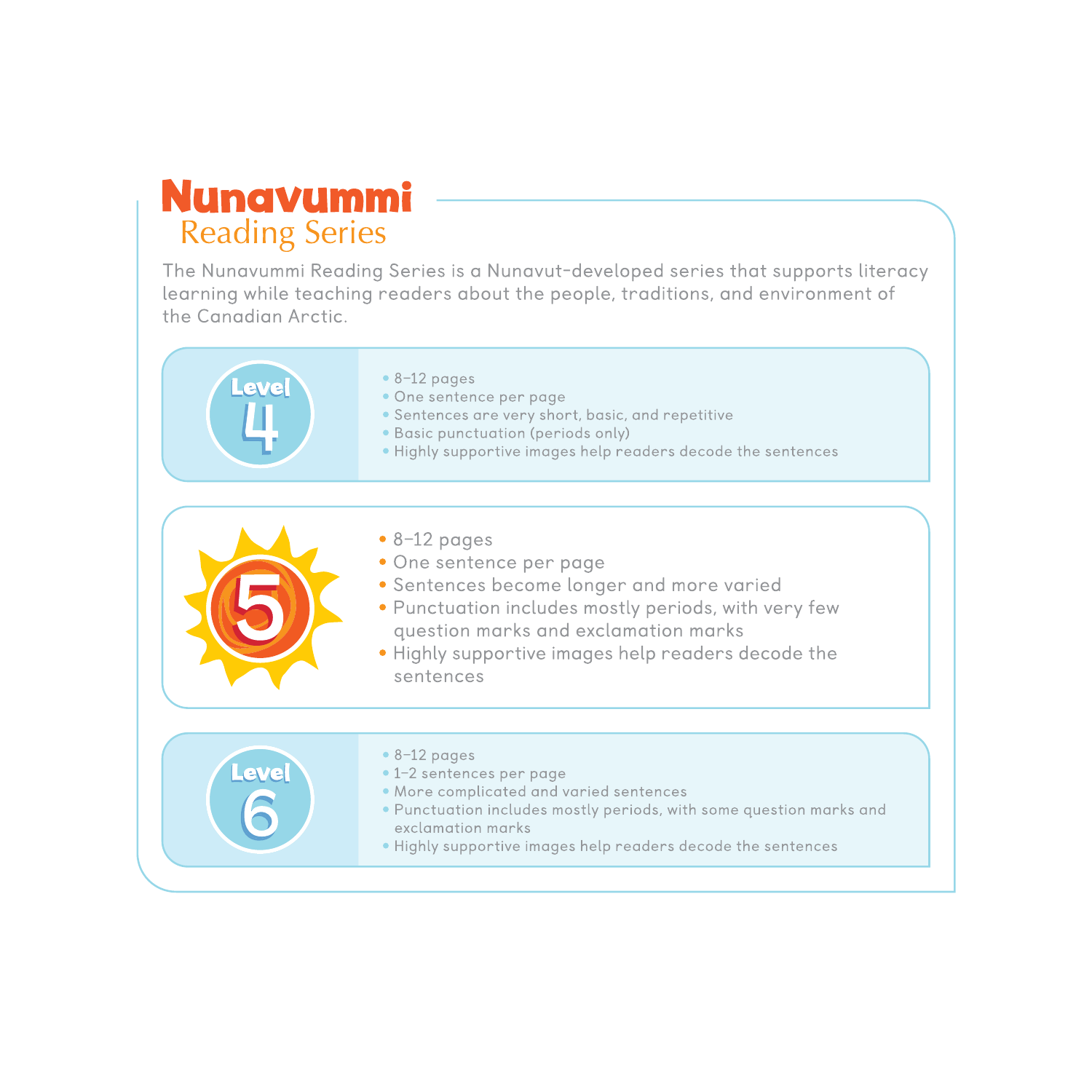# Nunavummi Reading Series

The Nunavummi Reading Series is a Nunavut-developed series that supports literacy learning while teaching readers about the people, traditions, and environment of the Canadian Arctic.

## Level 4

- 8–12 pages
- One sentence per page
- Sentences are very short, basic, and repetitive
- Basic punctuation (periods only)
- Highly supportive images help readers decode the sentences

## Level 5

- 8–12 pages
- One sentence per page
- Sentences become longer and more varied
- Punctuation includes mostly periods, with very few question marks and exclamation marks
- Highly supportive images help readers decode the sentences

## Level 6

- 8–12 pages
- 1–2 sentences per page
- More complicated and varied sentences
- Punctuation includes mostly periods, with some question marks and exclamation marks
- Highly supportive images help readers decode the sentences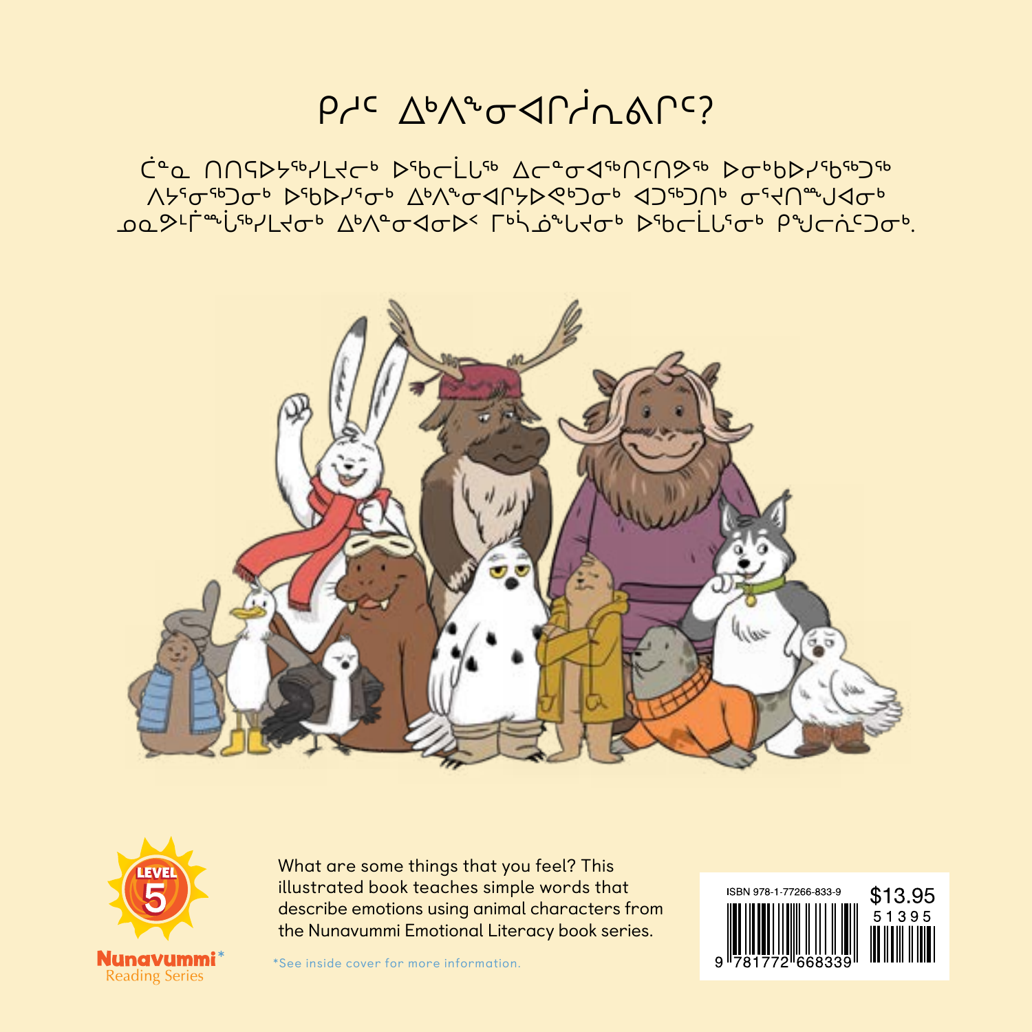# ᑭᓱᑦ ᐃᑉᐱᒍᓱᐊᕆᓯᓇᕙᕆᑦ?

ᑖᓐᓇ ᑎᑎᕋᐅᔭᖅᓯᒪᔪᓕᒃ ᐅᖃᓕᒫᒐᖅ ᐃᓕᓐᓂᐊᖅᑎᑦᑎᔾᔪᖅ ᐅᓂᒃᑳᓯᖅᑲᖅᑐᖅ ᐱᔭᕐᓂᖅᑐᓂᒃ ᐅᖃᐅᓯᕐᓂᒃ ᐃᑉᐱᒍᓱᐊᕆᔭᐅᕙᒃᑐᓂᒃ ᐊᑐᖅᑐᑎᒃ ᓂᕐᔪᑎᓖᑦ ᓄᓇᕗᒻᒥᐅᑕᐃᑦ ᐃᑉᐱᒍᓱᐊᓂᐅᑉ ᒥᒃᓵᓄᑦ ᐅᖃᓕᒫᒐᕐᓂᒃ ᑭᒡᒍᑎᖏᓐᓂᒃ.

What are some things that you feel? This illustrated book teaches simple words that describe emotions using animal characters from the Nunavummi Emotional Literacy book series.

LEVEL 5

Nunavummi* Reading Series

*See inside cover for more information.

ISBN 978-1-77266-833-9

$13.95

51395

9 781772 668339